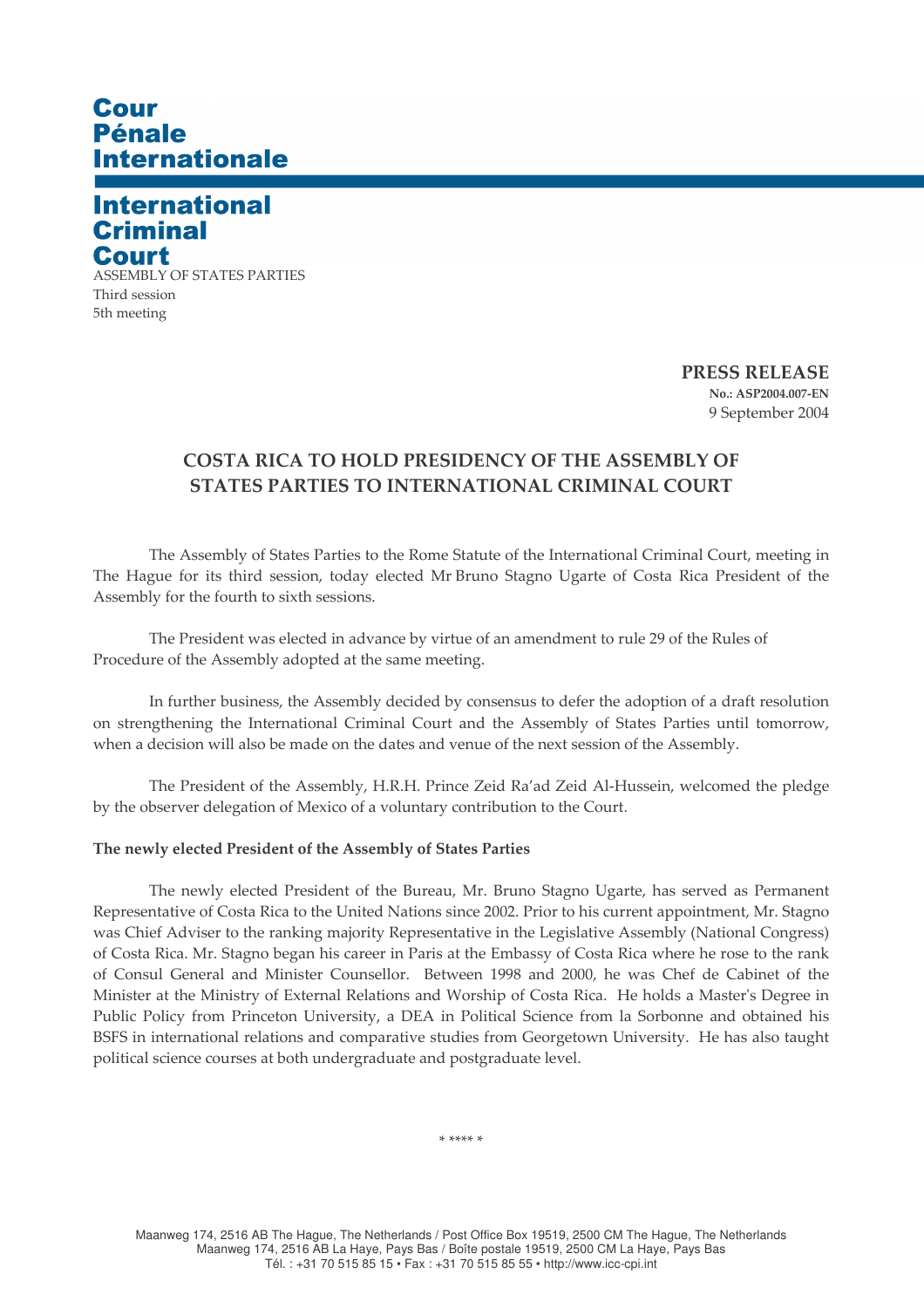**Cour Pénale Internationale**

**International Criminal Court**

ASSEMBLY OF STATES PARTIES
Third session
5th meeting

**PRESS RELEASE**
**No.: ASP2004.007-EN**
9 September 2004

## COSTA RICA TO HOLD PRESIDENCY OF THE ASSEMBLY OF STATES PARTIES TO INTERNATIONAL CRIMINAL COURT

The Assembly of States Parties to the Rome Statute of the International Criminal Court, meeting in The Hague for its third session, today elected Mr Bruno Stagno Ugarte of Costa Rica President of the Assembly for the fourth to sixth sessions.

The President was elected in advance by virtue of an amendment to rule 29 of the Rules of Procedure of the Assembly adopted at the same meeting.

In further business, the Assembly decided by consensus to defer the adoption of a draft resolution on strengthening the International Criminal Court and the Assembly of States Parties until tomorrow, when a decision will also be made on the dates and venue of the next session of the Assembly.

The President of the Assembly, H.R.H. Prince Zeid Ra'ad Zeid Al-Hussein, welcomed the pledge by the observer delegation of Mexico of a voluntary contribution to the Court.

**The newly elected President of the Assembly of States Parties**

The newly elected President of the Bureau, Mr. Bruno Stagno Ugarte, has served as Permanent Representative of Costa Rica to the United Nations since 2002. Prior to his current appointment, Mr. Stagno was Chief Adviser to the ranking majority Representative in the Legislative Assembly (National Congress) of Costa Rica. Mr. Stagno began his career in Paris at the Embassy of Costa Rica where he rose to the rank of Consul General and Minister Counsellor. Between 1998 and 2000, he was Chef de Cabinet of the Minister at the Ministry of External Relations and Worship of Costa Rica. He holds a Master's Degree in Public Policy from Princeton University, a DEA in Political Science from la Sorbonne and obtained his BSFS in international relations and comparative studies from Georgetown University. He has also taught political science courses at both undergraduate and postgraduate level.

* **** *

Maanweg 174, 2516 AB The Hague, The Netherlands / Post Office Box 19519, 2500 CM The Hague, The Netherlands
Maanweg 174, 2516 AB La Haye, Pays Bas / Boîte postale 19519, 2500 CM La Haye, Pays Bas
Tél. : +31 70 515 85 15 • Fax : +31 70 515 85 55 • http://www.icc-cpi.int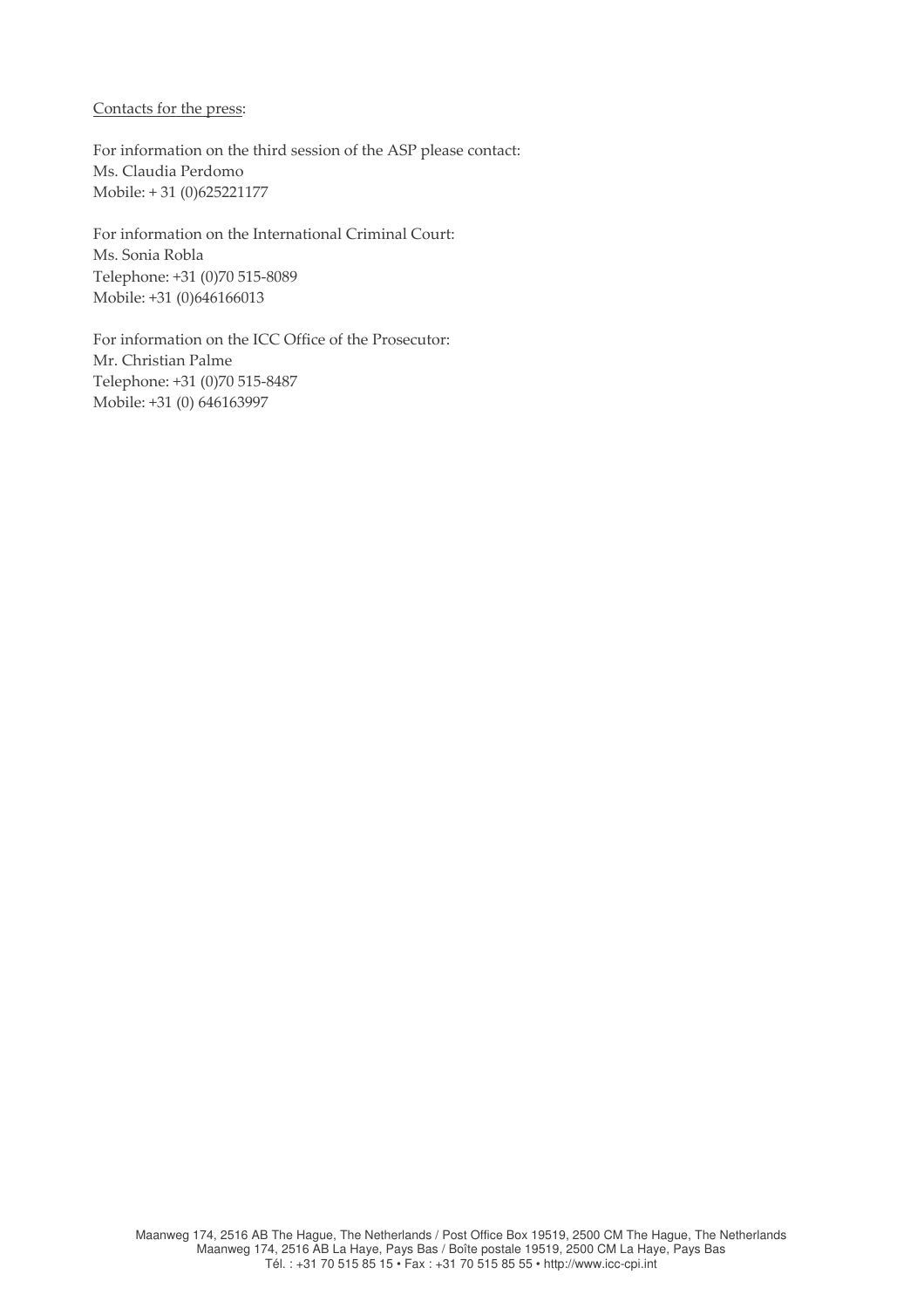<u>Contacts for the press</u>:

For information on the third session of the ASP please contact:
Ms. Claudia Perdomo
Mobile: + 31 (0)625221177

For information on the International Criminal Court:
Ms. Sonia Robla
Telephone: +31 (0)70 515-8089
Mobile: +31 (0)646166013

For information on the ICC Office of the Prosecutor:
Mr. Christian Palme
Telephone: +31 (0)70 515-8487
Mobile: +31 (0) 646163997